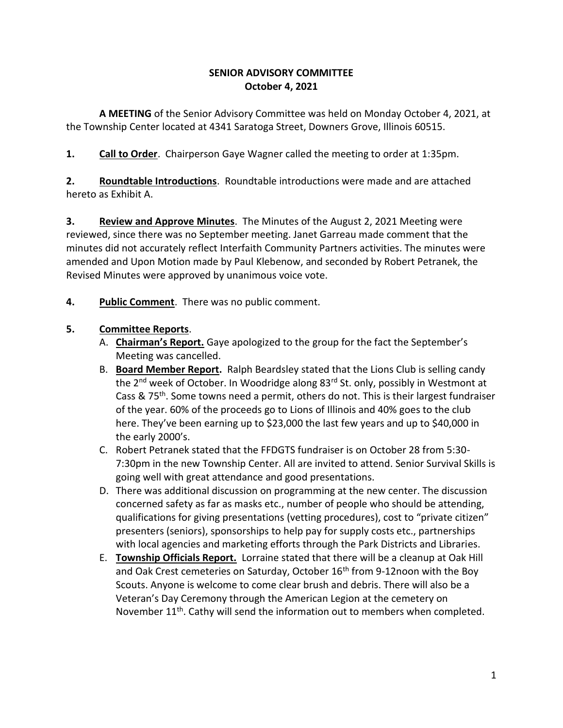# SENIOR ADVISORY COMMITTEE
## October 4, 2021

**A MEETING** of the Senior Advisory Committee was held on Monday October 4, 2021, at the Township Center located at 4341 Saratoga Street, Downers Grove, Illinois 60515.

**1. Call to Order**. Chairperson Gaye Wagner called the meeting to order at 1:35pm.

**2. Roundtable Introductions**. Roundtable introductions were made and are attached hereto as Exhibit A.

**3. Review and Approve Minutes**. The Minutes of the August 2, 2021 Meeting were reviewed, since there was no September meeting. Janet Garreau made comment that the minutes did not accurately reflect Interfaith Community Partners activities. The minutes were amended and Upon Motion made by Paul Klebenow, and seconded by Robert Petranek, the Revised Minutes were approved by unanimous voice vote.

**4. Public Comment**. There was no public comment.

**5. Committee Reports**.

A. **Chairman's Report.** Gaye apologized to the group for the fact the September's Meeting was cancelled.

B. **Board Member Report.** Ralph Beardsley stated that the Lions Club is selling candy the 2nd week of October. In Woodridge along 83rd St. only, possibly in Westmont at Cass & 75th. Some towns need a permit, others do not. This is their largest fundraiser of the year. 60% of the proceeds go to Lions of Illinois and 40% goes to the club here. They've been earning up to $23,000 the last few years and up to $40,000 in the early 2000's.

C. Robert Petranek stated that the FFDGTS fundraiser is on October 28 from 5:30-7:30pm in the new Township Center. All are invited to attend. Senior Survival Skills is going well with great attendance and good presentations.

D. There was additional discussion on programming at the new center. The discussion concerned safety as far as masks etc., number of people who should be attending, qualifications for giving presentations (vetting procedures), cost to "private citizen" presenters (seniors), sponsorships to help pay for supply costs etc., partnerships with local agencies and marketing efforts through the Park Districts and Libraries.

E. **Township Officials Report.** Lorraine stated that there will be a cleanup at Oak Hill and Oak Crest cemeteries on Saturday, October 16th from 9-12noon with the Boy Scouts. Anyone is welcome to come clear brush and debris. There will also be a Veteran's Day Ceremony through the American Legion at the cemetery on November 11th. Cathy will send the information out to members when completed.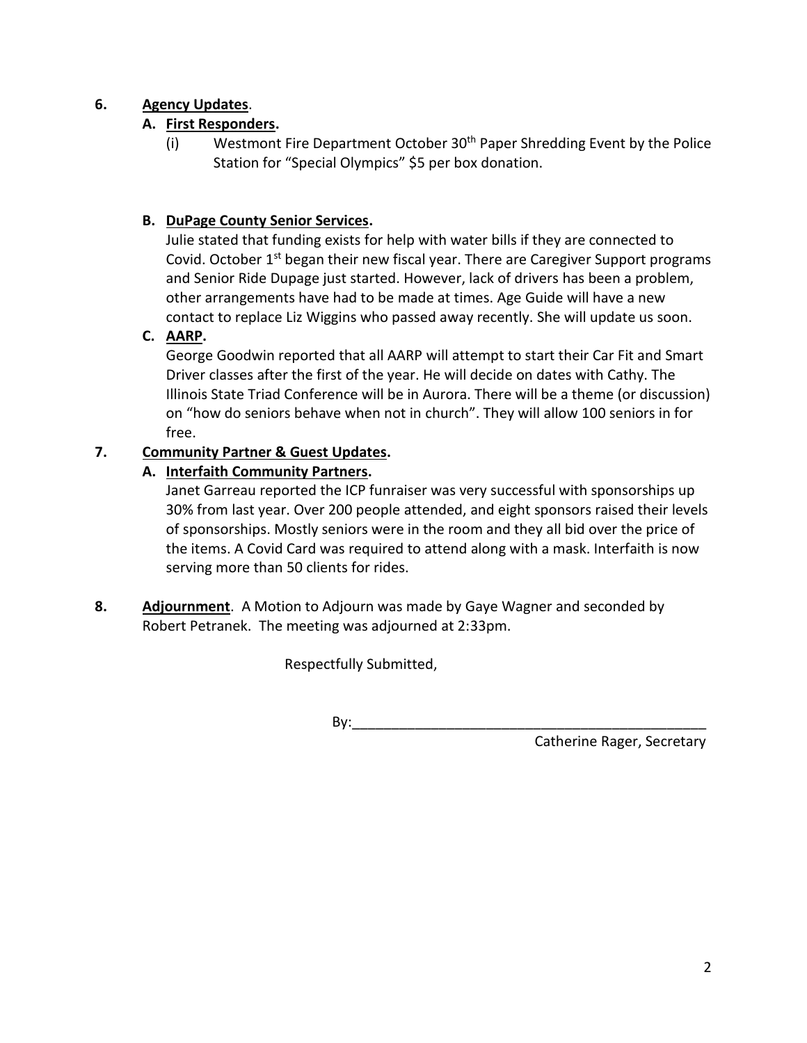**6. Agency Updates**.

**A. First Responders.**

(i) Westmont Fire Department October 30th Paper Shredding Event by the Police Station for "Special Olympics" $5 per box donation.

**B. DuPage County Senior Services.**

Julie stated that funding exists for help with water bills if they are connected to Covid. October 1st began their new fiscal year. There are Caregiver Support programs and Senior Ride Dupage just started. However, lack of drivers has been a problem, other arrangements have had to be made at times. Age Guide will have a new contact to replace Liz Wiggins who passed away recently. She will update us soon.

**C. AARP.**

George Goodwin reported that all AARP will attempt to start their Car Fit and Smart Driver classes after the first of the year. He will decide on dates with Cathy. The Illinois State Triad Conference will be in Aurora. There will be a theme (or discussion) on "how do seniors behave when not in church". They will allow 100 seniors in for free.

**7. Community Partner & Guest Updates.**

**A. Interfaith Community Partners.**

Janet Garreau reported the ICP funraiser was very successful with sponsorships up 30% from last year. Over 200 people attended, and eight sponsors raised their levels of sponsorships. Mostly seniors were in the room and they all bid over the price of the items. A Covid Card was required to attend along with a mask. Interfaith is now serving more than 50 clients for rides.

**8. Adjournment**. A Motion to Adjourn was made by Gaye Wagner and seconded by Robert Petranek. The meeting was adjourned at 2:33pm.

Respectfully Submitted,

By:_______________________________________________

Catherine Rager, Secretary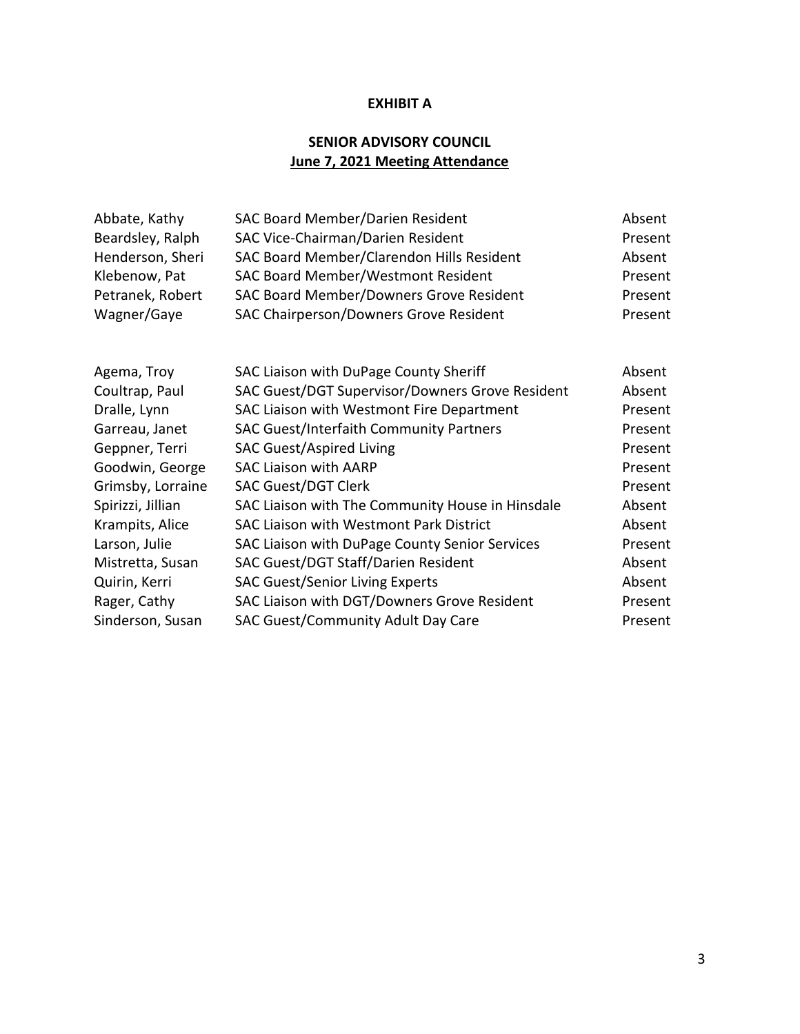**EXHIBIT A**

**SENIOR ADVISORY COUNCIL**
**June 7, 2021 Meeting Attendance**

| | | |
|---|---|---|
| Abbate, Kathy | SAC Board Member/Darien Resident | Absent |
| Beardsley, Ralph | SAC Vice-Chairman/Darien Resident | Present |
| Henderson, Sheri | SAC Board Member/Clarendon Hills Resident | Absent |
| Klebenow, Pat | SAC Board Member/Westmont Resident | Present |
| Petranek, Robert | SAC Board Member/Downers Grove Resident | Present |
| Wagner/Gaye | SAC Chairperson/Downers Grove Resident | Present |

| | | |
|---|---|---|
| Agema, Troy | SAC Liaison with DuPage County Sheriff | Absent |
| Coultrap, Paul | SAC Guest/DGT Supervisor/Downers Grove Resident | Absent |
| Dralle, Lynn | SAC Liaison with Westmont Fire Department | Present |
| Garreau, Janet | SAC Guest/Interfaith Community Partners | Present |
| Geppner, Terri | SAC Guest/Aspired Living | Present |
| Goodwin, George | SAC Liaison with AARP | Present |
| Grimsby, Lorraine | SAC Guest/DGT Clerk | Present |
| Spirizzi, Jillian | SAC Liaison with The Community House in Hinsdale | Absent |
| Krampits, Alice | SAC Liaison with Westmont Park District | Absent |
| Larson, Julie | SAC Liaison with DuPage County Senior Services | Present |
| Mistretta, Susan | SAC Guest/DGT Staff/Darien Resident | Absent |
| Quirin, Kerri | SAC Guest/Senior Living Experts | Absent |
| Rager, Cathy | SAC Liaison with DGT/Downers Grove Resident | Present |
| Sinderson, Susan | SAC Guest/Community Adult Day Care | Present |